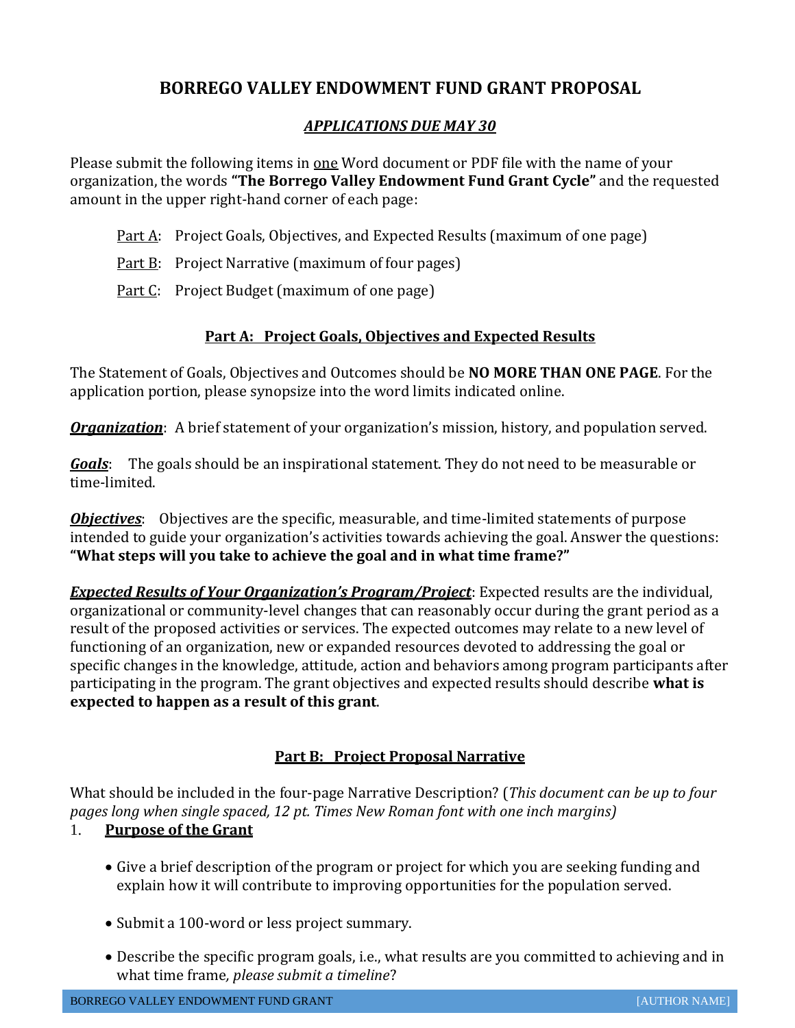# BORREGO VALLEY ENDOWMENT FUND GRANT PROPOSAL

***APPLICATIONS DUE MAY 30***

Please submit the following items in one Word document or PDF file with the name of your organization, the words **"The Borrego Valley Endowment Fund Grant Cycle"** and the requested amount in the upper right-hand corner of each page:

- Part A: Project Goals, Objectives, and Expected Results (maximum of one page)
- Part B: Project Narrative (maximum of four pages)
- Part C: Project Budget (maximum of one page)

## Part A: Project Goals, Objectives and Expected Results

The Statement of Goals, Objectives and Outcomes should be **NO MORE THAN ONE PAGE**. For the application portion, please synopsize into the word limits indicated online.

***Organization***: A brief statement of your organization's mission, history, and population served.

***Goals***: The goals should be an inspirational statement. They do not need to be measurable or time-limited.

***Objectives***: Objectives are the specific, measurable, and time-limited statements of purpose intended to guide your organization's activities towards achieving the goal. Answer the questions: **"What steps will you take to achieve the goal and in what time frame?"**

***Expected Results of Your Organization's Program/Project***: Expected results are the individual, organizational or community-level changes that can reasonably occur during the grant period as a result of the proposed activities or services. The expected outcomes may relate to a new level of functioning of an organization, new or expanded resources devoted to addressing the goal or specific changes in the knowledge, attitude, action and behaviors among program participants after participating in the program. The grant objectives and expected results should describe **what is expected to happen as a result of this grant**.

## Part B: Project Proposal Narrative

What should be included in the four-page Narrative Description? (*This document can be up to four pages long when single spaced, 12 pt. Times New Roman font with one inch margins)*

1. **Purpose of the Grant**

- Give a brief description of the program or project for which you are seeking funding and explain how it will contribute to improving opportunities for the population served.
- Submit a 100-word or less project summary.
- Describe the specific program goals, i.e., what results are you committed to achieving and in what time frame, *please submit a timeline*?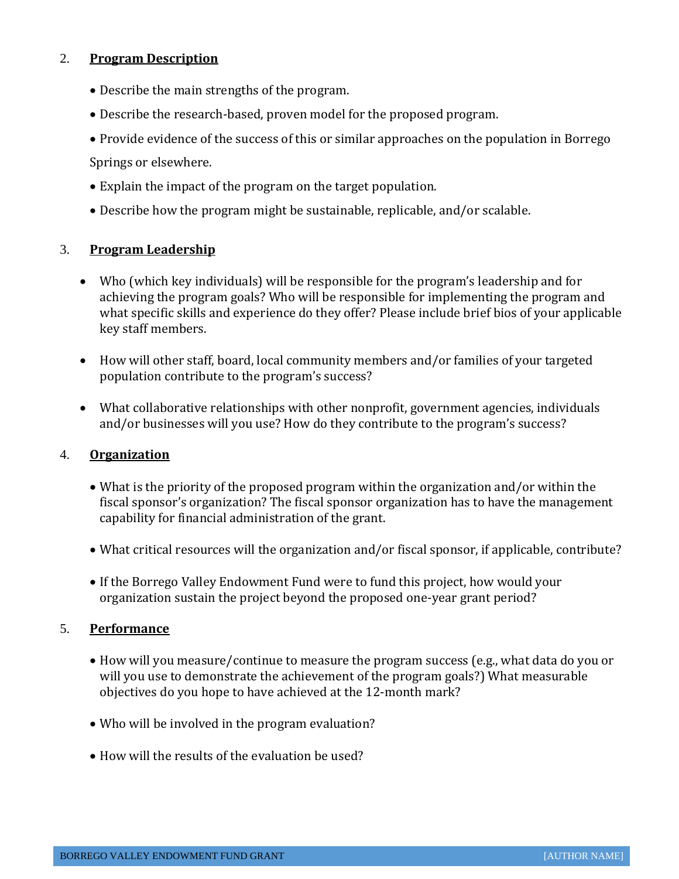## 2. **Program Description**

- Describe the main strengths of the program.
- Describe the research-based, proven model for the proposed program.
- Provide evidence of the success of this or similar approaches on the population in Borrego Springs or elsewhere.
- Explain the impact of the program on the target population.
- Describe how the program might be sustainable, replicable, and/or scalable.

## 3. **Program Leadership**

- Who (which key individuals) will be responsible for the program's leadership and for achieving the program goals? Who will be responsible for implementing the program and what specific skills and experience do they offer? Please include brief bios of your applicable key staff members.
- How will other staff, board, local community members and/or families of your targeted population contribute to the program's success?
- What collaborative relationships with other nonprofit, government agencies, individuals and/or businesses will you use? How do they contribute to the program's success?

## 4. **Organization**

- What is the priority of the proposed program within the organization and/or within the fiscal sponsor's organization? The fiscal sponsor organization has to have the management capability for financial administration of the grant.
- What critical resources will the organization and/or fiscal sponsor, if applicable, contribute?
- If the Borrego Valley Endowment Fund were to fund this project, how would your organization sustain the project beyond the proposed one-year grant period?

## 5. **Performance**

- How will you measure/continue to measure the program success (e.g., what data do you or will you use to demonstrate the achievement of the program goals?) What measurable objectives do you hope to have achieved at the 12-month mark?
- Who will be involved in the program evaluation?
- How will the results of the evaluation be used?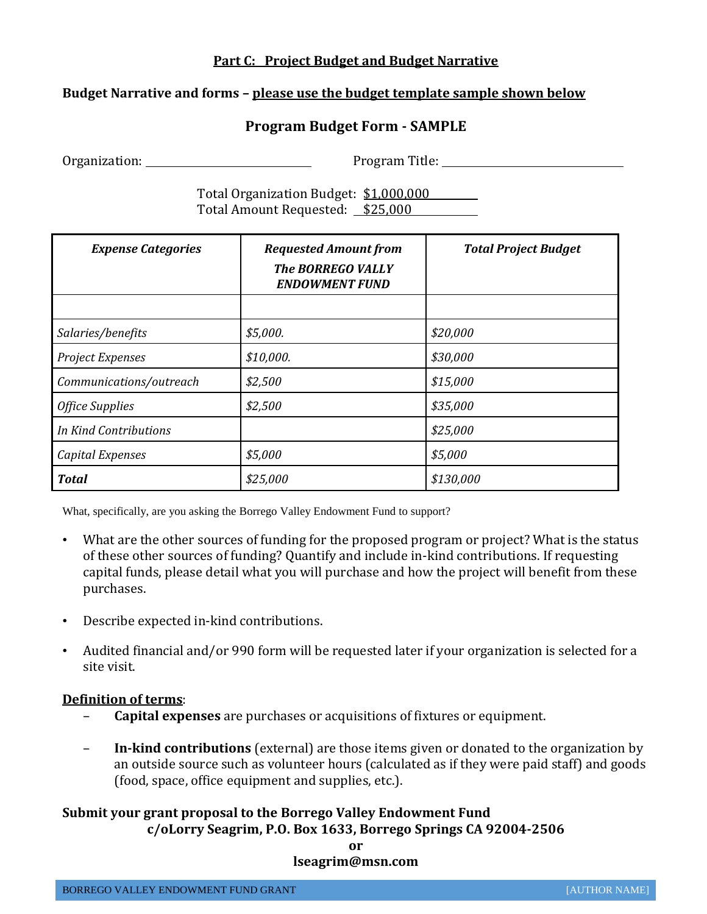## Part C: Project Budget and Budget Narrative

**Budget Narrative and forms – please use the budget template sample shown below**

### Program Budget Form - SAMPLE

Organization: ____________________ Program Title: ____________________

Total Organization Budget: $1,000,000
Total Amount Requested: $25,000

| *Expense Categories* | *Requested Amount from The BORREGO VALLY ENDOWMENT FUND* | *Total Project Budget* |
|---|---|---|
| | | |
| *Salaries/benefits* | *$5,000.* | *$20,000* |
| *Project Expenses* | *$10,000.* | *$30,000* |
| *Communications/outreach* | *$2,500* | *$15,000* |
| *Office Supplies* | *$2,500* | *$35,000* |
| *In Kind Contributions* | | *$25,000* |
| *Capital Expenses* | *$5,000* | *$5,000* |
| ***Total*** | *$25,000* | *$130,000* |

What, specifically, are you asking the Borrego Valley Endowment Fund to support?

- What are the other sources of funding for the proposed program or project? What is the status of these other sources of funding? Quantify and include in-kind contributions. If requesting capital funds, please detail what you will purchase and how the project will benefit from these purchases.
- Describe expected in-kind contributions.
- Audited financial and/or 990 form will be requested later if your organization is selected for a site visit.

**Definition of terms**:

- **Capital expenses** are purchases or acquisitions of fixtures or equipment.
- **In-kind contributions** (external) are those items given or donated to the organization by an outside source such as volunteer hours (calculated as if they were paid staff) and goods (food, space, office equipment and supplies, etc.).

**Submit your grant proposal to the Borrego Valley Endowment Fund**
**c/oLorry Seagrim, P.O. Box 1633, Borrego Springs CA 92004-2506**
**or**
**lseagrim@msn.com**